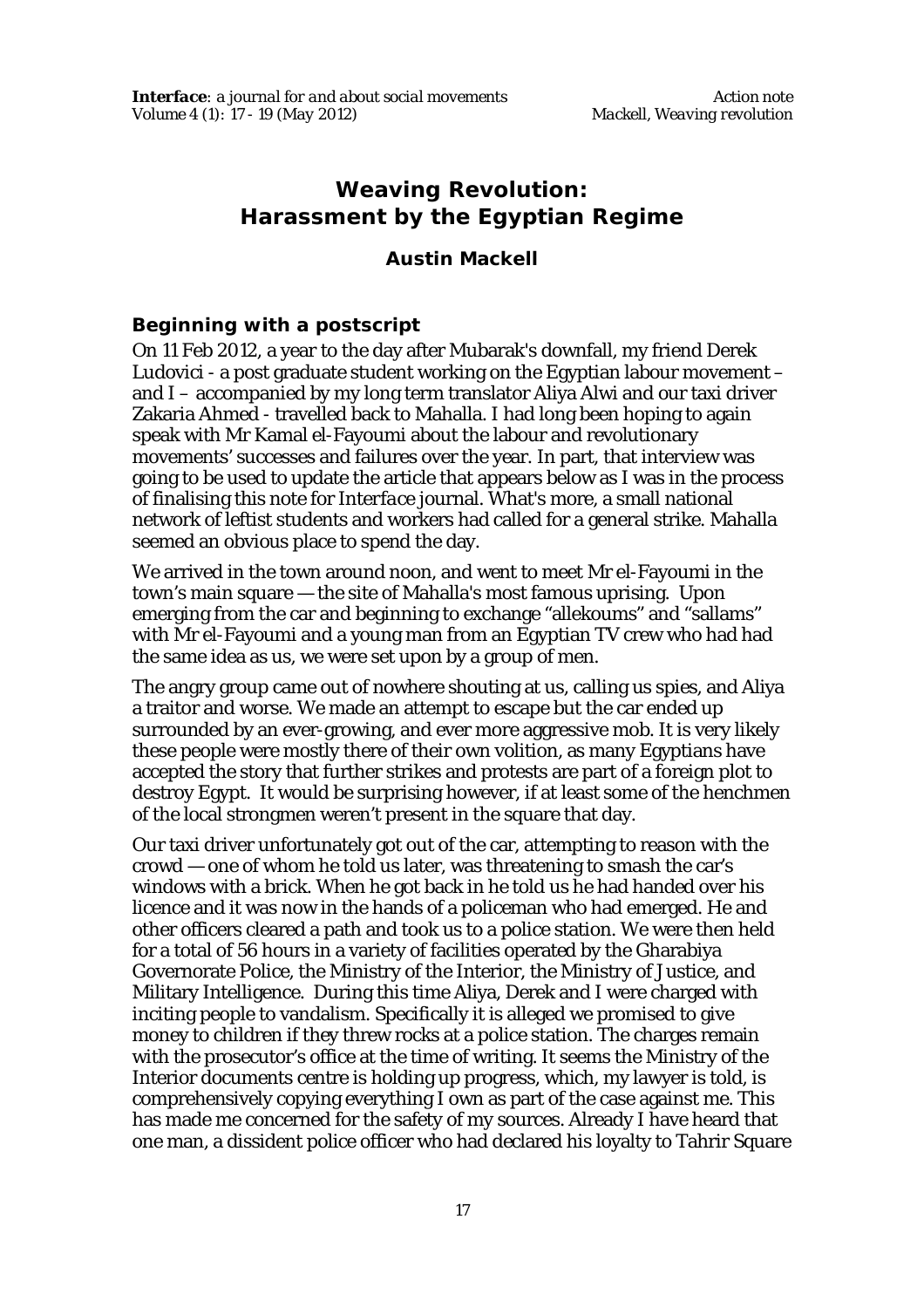# Weaving Revolution: Harassment by the Egyptian Regime

**Austin Mackell**

## Beginning with a postscript

On 11 Feb 2012, a year to the day after Mubarak's downfall, my friend Derek Ludovici - a post graduate student working on the Egyptian labour movement – and I – accompanied by my long term translator Aliya Alwi and our taxi driver Zakaria Ahmed - travelled back to Mahalla. I had long been hoping to again speak with Mr Kamal el-Fayoumi about the labour and revolutionary movements' successes and failures over the year. In part, that interview was going to be used to update the article that appears below as I was in the process of finalising this note for *Interface* journal. What's more, a small national network of leftist students and workers had called for a general strike. Mahalla seemed an obvious place to spend the day.

We arrived in the town around noon, and went to meet Mr el-Fayoumi in the town's main square — the site of Mahalla's most famous uprising. Upon emerging from the car and beginning to exchange "allekoums" and "sallams" with Mr el-Fayoumi and a young man from an Egyptian TV crew who had had the same idea as us, we were set upon by a group of men.

The angry group came out of nowhere shouting at us, calling us spies, and Aliya a traitor and worse. We made an attempt to escape but the car ended up surrounded by an ever-growing, and ever more aggressive mob. It is very likely these people were mostly there of their own volition, as many Egyptians have accepted the story that further strikes and protests are part of a foreign plot to destroy Egypt. It would be surprising however, if at least some of the henchmen of the local strongmen weren't present in the square that day.

Our taxi driver unfortunately got out of the car, attempting to reason with the crowd — one of whom he told us later, was threatening to smash the car's windows with a brick. When he got back in he told us he had handed over his licence and it was now in the hands of a policeman who had emerged. He and other officers cleared a path and took us to a police station. We were then held for a total of 56 hours in a variety of facilities operated by the Gharabiya Governorate Police, the Ministry of the Interior, the Ministry of Justice, and Military Intelligence. During this time Aliya, Derek and I were charged with inciting people to vandalism. Specifically it is alleged we promised to give money to children if they threw rocks at a police station. The charges remain with the prosecutor's office at the time of writing. It seems the Ministry of the Interior documents centre is holding up progress, which, my lawyer is told, is comprehensively copying everything I own as part of the case against me. This has made me concerned for the safety of my sources. Already I have heard that one man, a dissident police officer who had declared his loyalty to Tahrir Square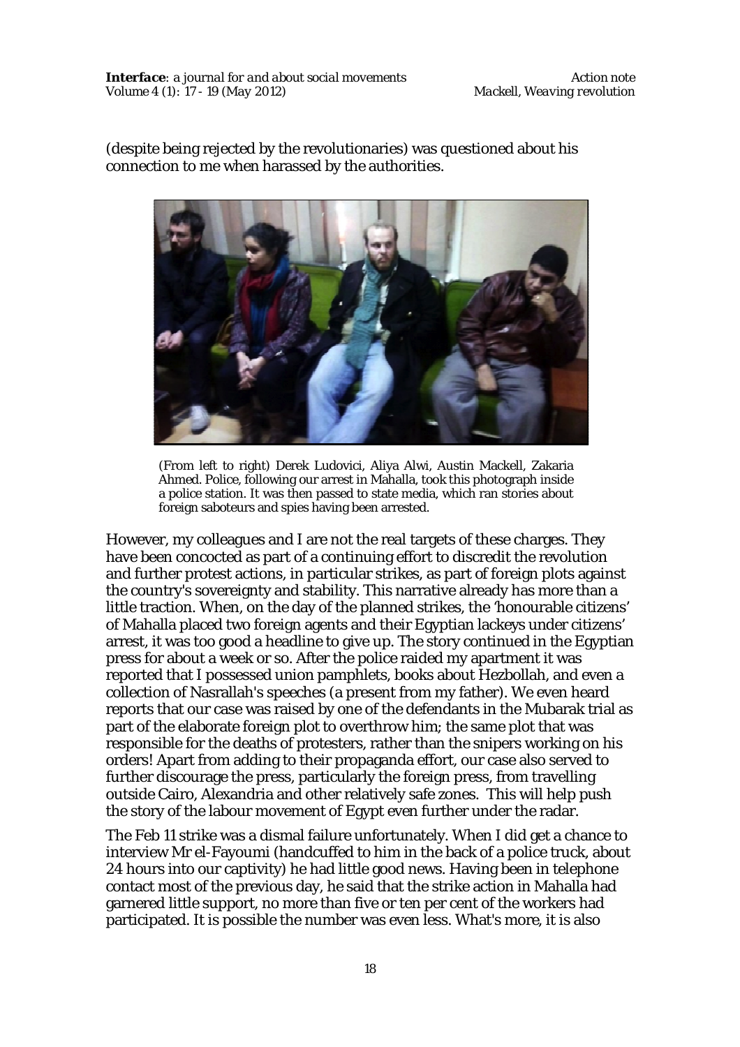(despite being rejected by the revolutionaries) was questioned about his connection to me when harassed by the authorities.

(From left to right) Derek Ludovici, Aliya Alwi, Austin Mackell, Zakaria Ahmed. Police, following our arrest in Mahalla, took this photograph inside a police station. It was then passed to state media, which ran stories about foreign saboteurs and spies having been arrested.

However, my colleagues and I are not the real targets of these charges. They have been concocted as part of a continuing effort to discredit the revolution and further protest actions, in particular strikes, as part of foreign plots against the country's sovereignty and stability. This narrative already has more than a little traction. When, on the day of the planned strikes, the 'honourable citizens' of Mahalla placed two foreign agents and their Egyptian lackeys under citizens' arrest, it was too good a headline to give up. The story continued in the Egyptian press for about a week or so. After the police raided my apartment it was reported that I possessed union pamphlets, books about Hezbollah, and even a collection of Nasrallah's speeches (a present from my father). We even heard reports that our case was raised by one of the defendants in the Mubarak trial as part of the elaborate foreign plot to overthrow him; the same plot that was responsible for the deaths of protesters, rather than the snipers working on his orders! Apart from adding to their propaganda effort, our case also served to further discourage the press, particularly the foreign press, from travelling outside Cairo, Alexandria and other relatively safe zones. This will help push the story of the labour movement of Egypt even further under the radar.

The Feb 11 strike was a dismal failure unfortunately. When I did get a chance to interview Mr el-Fayoumi (handcuffed to him in the back of a police truck, about 24 hours into our captivity) he had little good news. Having been in telephone contact most of the previous day, he said that the strike action in Mahalla had garnered little support, no more than five or ten per cent of the workers had participated. It is possible the number was even less. What's more, it is also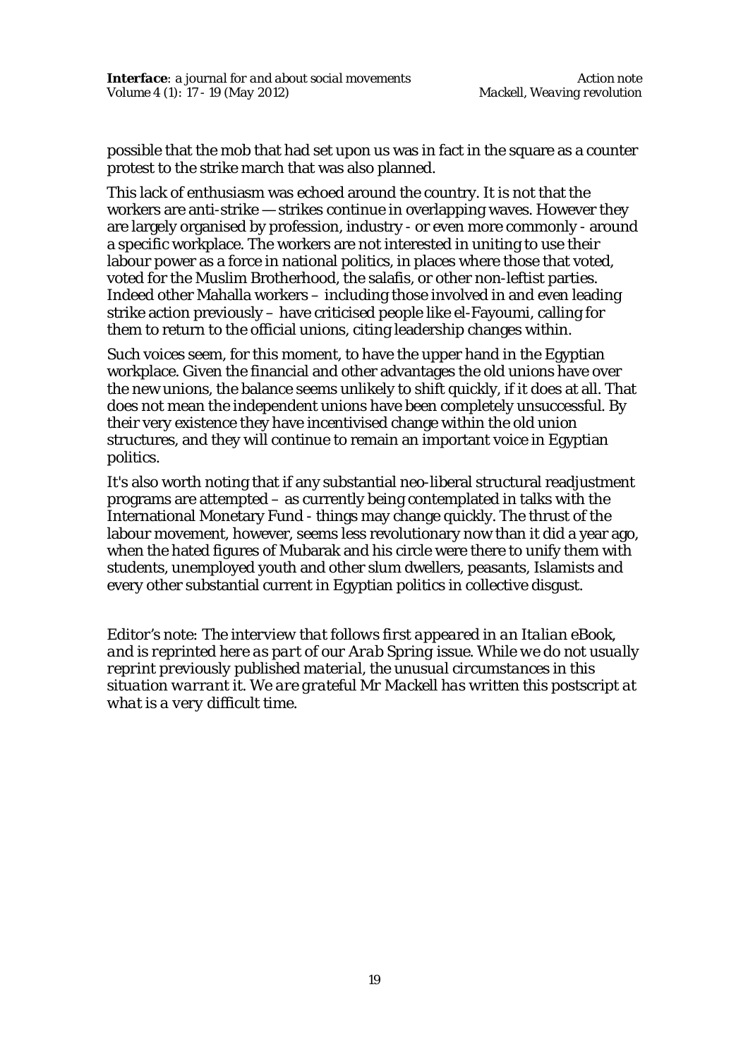possible that the mob that had set upon us was in fact in the square as a counter protest to the strike march that was also planned.

This lack of enthusiasm was echoed around the country. It is not that the workers are anti-strike — strikes continue in overlapping waves. However they are largely organised by profession, industry - or even more commonly - around a specific workplace. The workers are not interested in uniting to use their labour power as a force in national politics, in places where those that voted, voted for the Muslim Brotherhood, the salafis, or other non-leftist parties. Indeed other Mahalla workers – including those involved in and even leading strike action previously – have criticised people like el-Fayoumi, calling for them to return to the official unions, citing leadership changes within.

Such voices seem, for this moment, to have the upper hand in the Egyptian workplace. Given the financial and other advantages the old unions have over the new unions, the balance seems unlikely to shift quickly, if it does at all. That does not mean the independent unions have been completely unsuccessful. By their very existence they have incentivised change within the old union structures, and they will continue to remain an important voice in Egyptian politics.

It's also worth noting that if any substantial neo-liberal structural readjustment programs are attempted – as currently being contemplated in talks with the International Monetary Fund - things may change quickly. The thrust of the labour movement, however, seems less revolutionary now than it did a year ago, when the hated figures of Mubarak and his circle were there to unify them with students, unemployed youth and other slum dwellers, peasants, Islamists and every other substantial current in Egyptian politics in collective disgust.

*Editor's note: The interview that follows first appeared in an Italian eBook, and is reprinted here as part of our Arab Spring issue. While we do not usually reprint previously published material, the unusual circumstances in this situation warrant it. We are grateful Mr Mackell has written this postscript at what is a very difficult time.*